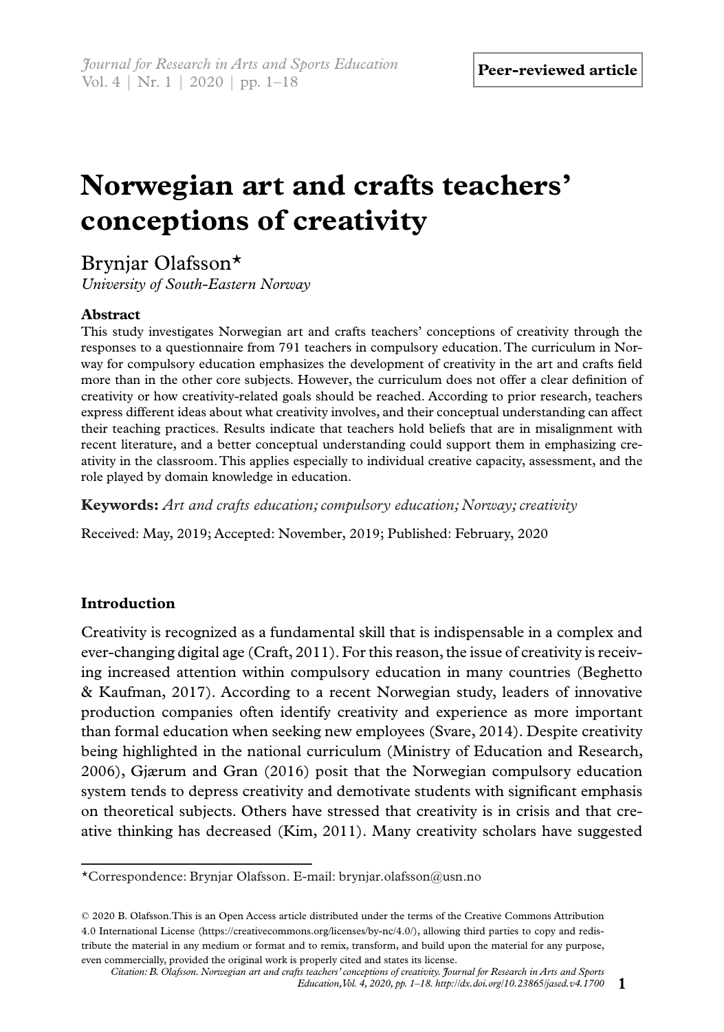Peer-reviewed article

# Norwegian art and crafts teachers' conceptions of creativity

Brynjar Olafsson*

*University of South-Eastern Norway*

### Abstract

This study investigates Norwegian art and crafts teachers' conceptions of creativity through the responses to a questionnaire from 791 teachers in compulsory education. The curriculum in Norway for compulsory education emphasizes the development of creativity in the art and crafts field more than in the other core subjects. However, the curriculum does not offer a clear definition of creativity or how creativity-related goals should be reached. According to prior research, teachers express different ideas about what creativity involves, and their conceptual understanding can affect their teaching practices. Results indicate that teachers hold beliefs that are in misalignment with recent literature, and a better conceptual understanding could support them in emphasizing creativity in the classroom. This applies especially to individual creative capacity, assessment, and the role played by domain knowledge in education.

**Keywords:** *Art and crafts education; compulsory education; Norway; creativity*

Received: May, 2019; Accepted: November, 2019; Published: February, 2020

## Introduction

Creativity is recognized as a fundamental skill that is indispensable in a complex and ever-changing digital age (Craft, 2011). For this reason, the issue of creativity is receiving increased attention within compulsory education in many countries (Beghetto & Kaufman, 2017). According to a recent Norwegian study, leaders of innovative production companies often identify creativity and experience as more important than formal education when seeking new employees (Svare, 2014). Despite creativity being highlighted in the national curriculum (Ministry of Education and Research, 2006), Gjærum and Gran (2016) posit that the Norwegian compulsory education system tends to depress creativity and demotivate students with significant emphasis on theoretical subjects. Others have stressed that creativity is in crisis and that creative thinking has decreased (Kim, 2011). Many creativity scholars have suggested

---

*Correspondence: Brynjar Olafsson. E-mail: brynjar.olafsson@usn.no

© 2020 B. Olafsson. This is an Open Access article distributed under the terms of the Creative Commons Attribution 4.0 International License (https://creativecommons.org/licenses/by-nc/4.0/), allowing third parties to copy and redistribute the material in any medium or format and to remix, transform, and build upon the material for any purpose, even commercially, provided the original work is properly cited and states its license.

*Citation: B. Olafsson. Norwegian art and crafts teachers' conceptions of creativity. Journal for Research in Arts and Sports Education, Vol. 4, 2020, pp. 1–18. http://dx.doi.org/10.23865/jased.v4.1700*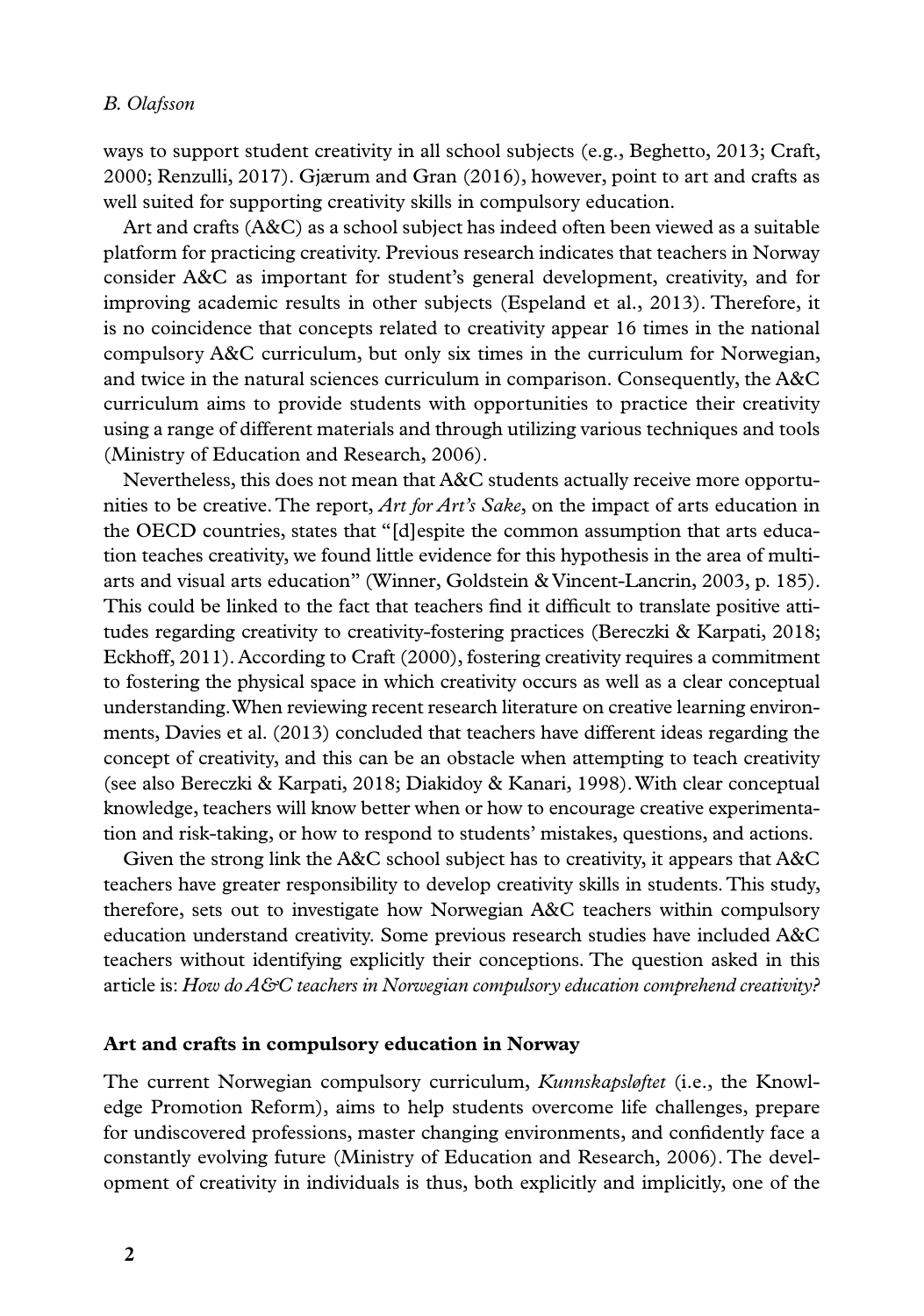ways to support student creativity in all school subjects (e.g., Beghetto, 2013; Craft, 2000; Renzulli, 2017). Gjærum and Gran (2016), however, point to art and crafts as well suited for supporting creativity skills in compulsory education.

Art and crafts (A&C) as a school subject has indeed often been viewed as a suitable platform for practicing creativity. Previous research indicates that teachers in Norway consider A&C as important for student's general development, creativity, and for improving academic results in other subjects (Espeland et al., 2013). Therefore, it is no coincidence that concepts related to creativity appear 16 times in the national compulsory A&C curriculum, but only six times in the curriculum for Norwegian, and twice in the natural sciences curriculum in comparison. Consequently, the A&C curriculum aims to provide students with opportunities to practice their creativity using a range of different materials and through utilizing various techniques and tools (Ministry of Education and Research, 2006).

Nevertheless, this does not mean that A&C students actually receive more opportunities to be creative. The report, *Art for Art's Sake*, on the impact of arts education in the OECD countries, states that "[d]espite the common assumption that arts education teaches creativity, we found little evidence for this hypothesis in the area of multi-arts and visual arts education" (Winner, Goldstein & Vincent-Lancrin, 2003, p. 185). This could be linked to the fact that teachers find it difficult to translate positive attitudes regarding creativity to creativity-fostering practices (Bereczki & Karpati, 2018; Eckhoff, 2011). According to Craft (2000), fostering creativity requires a commitment to fostering the physical space in which creativity occurs as well as a clear conceptual understanding. When reviewing recent research literature on creative learning environments, Davies et al. (2013) concluded that teachers have different ideas regarding the concept of creativity, and this can be an obstacle when attempting to teach creativity (see also Bereczki & Karpati, 2018; Diakidoy & Kanari, 1998). With clear conceptual knowledge, teachers will know better when or how to encourage creative experimentation and risk-taking, or how to respond to students' mistakes, questions, and actions.

Given the strong link the A&C school subject has to creativity, it appears that A&C teachers have greater responsibility to develop creativity skills in students. This study, therefore, sets out to investigate how Norwegian A&C teachers within compulsory education understand creativity. Some previous research studies have included A&C teachers without identifying explicitly their conceptions. The question asked in this article is: *How do A&C teachers in Norwegian compulsory education comprehend creativity?*

## Art and crafts in compulsory education in Norway

The current Norwegian compulsory curriculum, *Kunnskapsløftet* (i.e., the Knowledge Promotion Reform), aims to help students overcome life challenges, prepare for undiscovered professions, master changing environments, and confidently face a constantly evolving future (Ministry of Education and Research, 2006). The development of creativity in individuals is thus, both explicitly and implicitly, one of the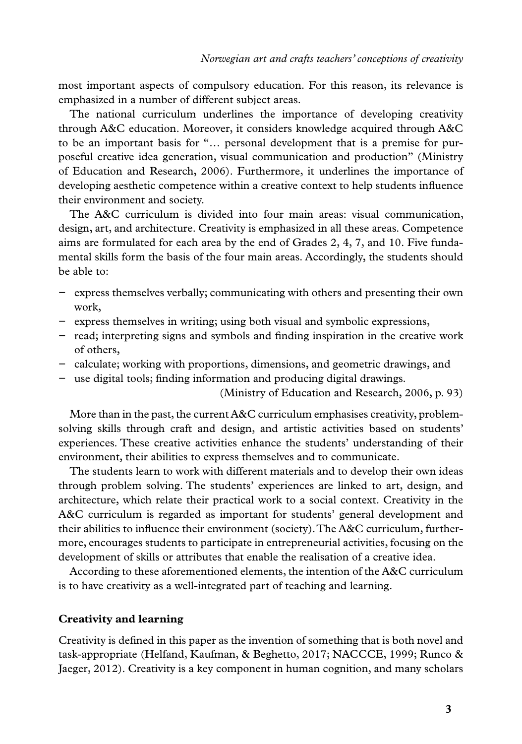most important aspects of compulsory education. For this reason, its relevance is emphasized in a number of different subject areas.

The national curriculum underlines the importance of developing creativity through A&C education. Moreover, it considers knowledge acquired through A&C to be an important basis for "… personal development that is a premise for purposeful creative idea generation, visual communication and production" (Ministry of Education and Research, 2006). Furthermore, it underlines the importance of developing aesthetic competence within a creative context to help students influence their environment and society.

The A&C curriculum is divided into four main areas: visual communication, design, art, and architecture. Creativity is emphasized in all these areas. Competence aims are formulated for each area by the end of Grades 2, 4, 7, and 10. Five fundamental skills form the basis of the four main areas. Accordingly, the students should be able to:

- express themselves verbally; communicating with others and presenting their own work,
- express themselves in writing; using both visual and symbolic expressions,
- read; interpreting signs and symbols and finding inspiration in the creative work of others,
- calculate; working with proportions, dimensions, and geometric drawings, and
- use digital tools; finding information and producing digital drawings.

(Ministry of Education and Research, 2006, p. 93)

More than in the past, the current A&C curriculum emphasises creativity, problem-solving skills through craft and design, and artistic activities based on students' experiences. These creative activities enhance the students' understanding of their environment, their abilities to express themselves and to communicate.

The students learn to work with different materials and to develop their own ideas through problem solving. The students' experiences are linked to art, design, and architecture, which relate their practical work to a social context. Creativity in the A&C curriculum is regarded as important for students' general development and their abilities to influence their environment (society). The A&C curriculum, furthermore, encourages students to participate in entrepreneurial activities, focusing on the development of skills or attributes that enable the realisation of a creative idea.

According to these aforementioned elements, the intention of the A&C curriculum is to have creativity as a well-integrated part of teaching and learning.

## Creativity and learning

Creativity is defined in this paper as the invention of something that is both novel and task-appropriate (Helfand, Kaufman, & Beghetto, 2017; NACCCE, 1999; Runco & Jaeger, 2012). Creativity is a key component in human cognition, and many scholars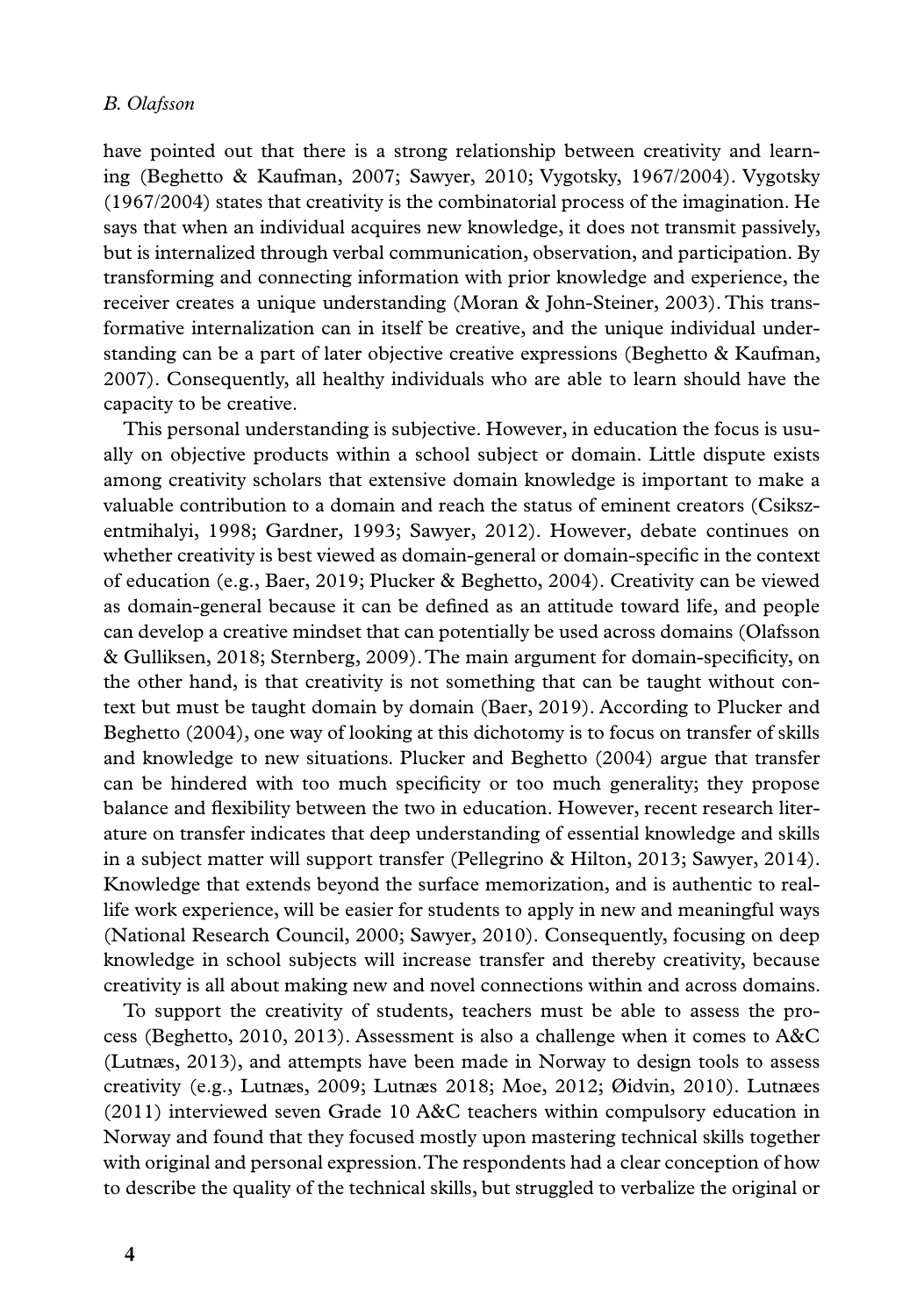have pointed out that there is a strong relationship between creativity and learning (Beghetto & Kaufman, 2007; Sawyer, 2010; Vygotsky, 1967/2004). Vygotsky (1967/2004) states that creativity is the combinatorial process of the imagination. He says that when an individual acquires new knowledge, it does not transmit passively, but is internalized through verbal communication, observation, and participation. By transforming and connecting information with prior knowledge and experience, the receiver creates a unique understanding (Moran & John-Steiner, 2003). This transformative internalization can in itself be creative, and the unique individual understanding can be a part of later objective creative expressions (Beghetto & Kaufman, 2007). Consequently, all healthy individuals who are able to learn should have the capacity to be creative.

This personal understanding is subjective. However, in education the focus is usually on objective products within a school subject or domain. Little dispute exists among creativity scholars that extensive domain knowledge is important to make a valuable contribution to a domain and reach the status of eminent creators (Csikszentmihalyi, 1998; Gardner, 1993; Sawyer, 2012). However, debate continues on whether creativity is best viewed as domain-general or domain-specific in the context of education (e.g., Baer, 2019; Plucker & Beghetto, 2004). Creativity can be viewed as domain-general because it can be defined as an attitude toward life, and people can develop a creative mindset that can potentially be used across domains (Olafsson & Gulliksen, 2018; Sternberg, 2009). The main argument for domain-specificity, on the other hand, is that creativity is not something that can be taught without context but must be taught domain by domain (Baer, 2019). According to Plucker and Beghetto (2004), one way of looking at this dichotomy is to focus on transfer of skills and knowledge to new situations. Plucker and Beghetto (2004) argue that transfer can be hindered with too much specificity or too much generality; they propose balance and flexibility between the two in education. However, recent research literature on transfer indicates that deep understanding of essential knowledge and skills in a subject matter will support transfer (Pellegrino & Hilton, 2013; Sawyer, 2014). Knowledge that extends beyond the surface memorization, and is authentic to real-life work experience, will be easier for students to apply in new and meaningful ways (National Research Council, 2000; Sawyer, 2010). Consequently, focusing on deep knowledge in school subjects will increase transfer and thereby creativity, because creativity is all about making new and novel connections within and across domains.

To support the creativity of students, teachers must be able to assess the process (Beghetto, 2010, 2013). Assessment is also a challenge when it comes to A&C (Lutnæs, 2013), and attempts have been made in Norway to design tools to assess creativity (e.g., Lutnæs, 2009; Lutnæs 2018; Moe, 2012; Øidvin, 2010). Lutnæes (2011) interviewed seven Grade 10 A&C teachers within compulsory education in Norway and found that they focused mostly upon mastering technical skills together with original and personal expression. The respondents had a clear conception of how to describe the quality of the technical skills, but struggled to verbalize the original or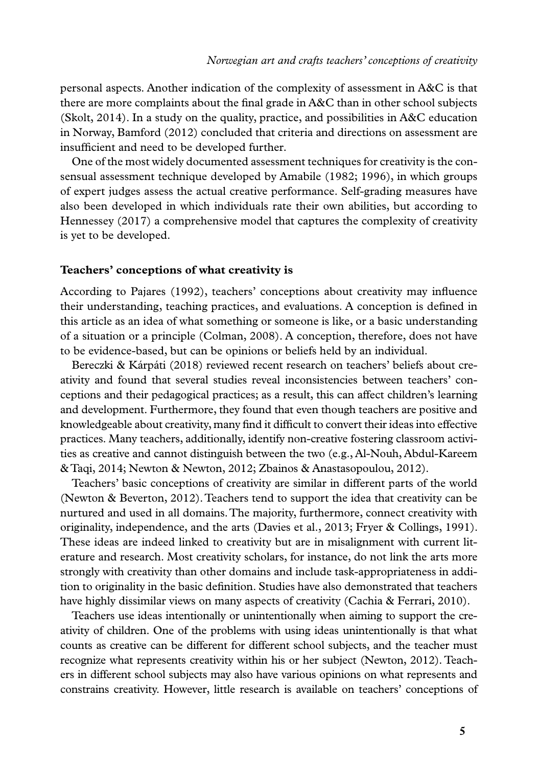personal aspects. Another indication of the complexity of assessment in A&C is that there are more complaints about the final grade in A&C than in other school subjects (Skolt, 2014). In a study on the quality, practice, and possibilities in A&C education in Norway, Bamford (2012) concluded that criteria and directions on assessment are insufficient and need to be developed further.

One of the most widely documented assessment techniques for creativity is the consensual assessment technique developed by Amabile (1982; 1996), in which groups of expert judges assess the actual creative performance. Self-grading measures have also been developed in which individuals rate their own abilities, but according to Hennessey (2017) a comprehensive model that captures the complexity of creativity is yet to be developed.

## Teachers' conceptions of what creativity is

According to Pajares (1992), teachers' conceptions about creativity may influence their understanding, teaching practices, and evaluations. A conception is defined in this article as an idea of what something or someone is like, or a basic understanding of a situation or a principle (Colman, 2008). A conception, therefore, does not have to be evidence-based, but can be opinions or beliefs held by an individual.

Bereczki & Kárpáti (2018) reviewed recent research on teachers' beliefs about creativity and found that several studies reveal inconsistencies between teachers' conceptions and their pedagogical practices; as a result, this can affect children's learning and development. Furthermore, they found that even though teachers are positive and knowledgeable about creativity, many find it difficult to convert their ideas into effective practices. Many teachers, additionally, identify non-creative fostering classroom activities as creative and cannot distinguish between the two (e.g., Al-Nouh, Abdul-Kareem & Taqi, 2014; Newton & Newton, 2012; Zbainos & Anastasopoulou, 2012).

Teachers' basic conceptions of creativity are similar in different parts of the world (Newton & Beverton, 2012). Teachers tend to support the idea that creativity can be nurtured and used in all domains. The majority, furthermore, connect creativity with originality, independence, and the arts (Davies et al., 2013; Fryer & Collings, 1991). These ideas are indeed linked to creativity but are in misalignment with current literature and research. Most creativity scholars, for instance, do not link the arts more strongly with creativity than other domains and include task-appropriateness in addition to originality in the basic definition. Studies have also demonstrated that teachers have highly dissimilar views on many aspects of creativity (Cachia & Ferrari, 2010).

Teachers use ideas intentionally or unintentionally when aiming to support the creativity of children. One of the problems with using ideas unintentionally is that what counts as creative can be different for different school subjects, and the teacher must recognize what represents creativity within his or her subject (Newton, 2012). Teachers in different school subjects may also have various opinions on what represents and constrains creativity. However, little research is available on teachers' conceptions of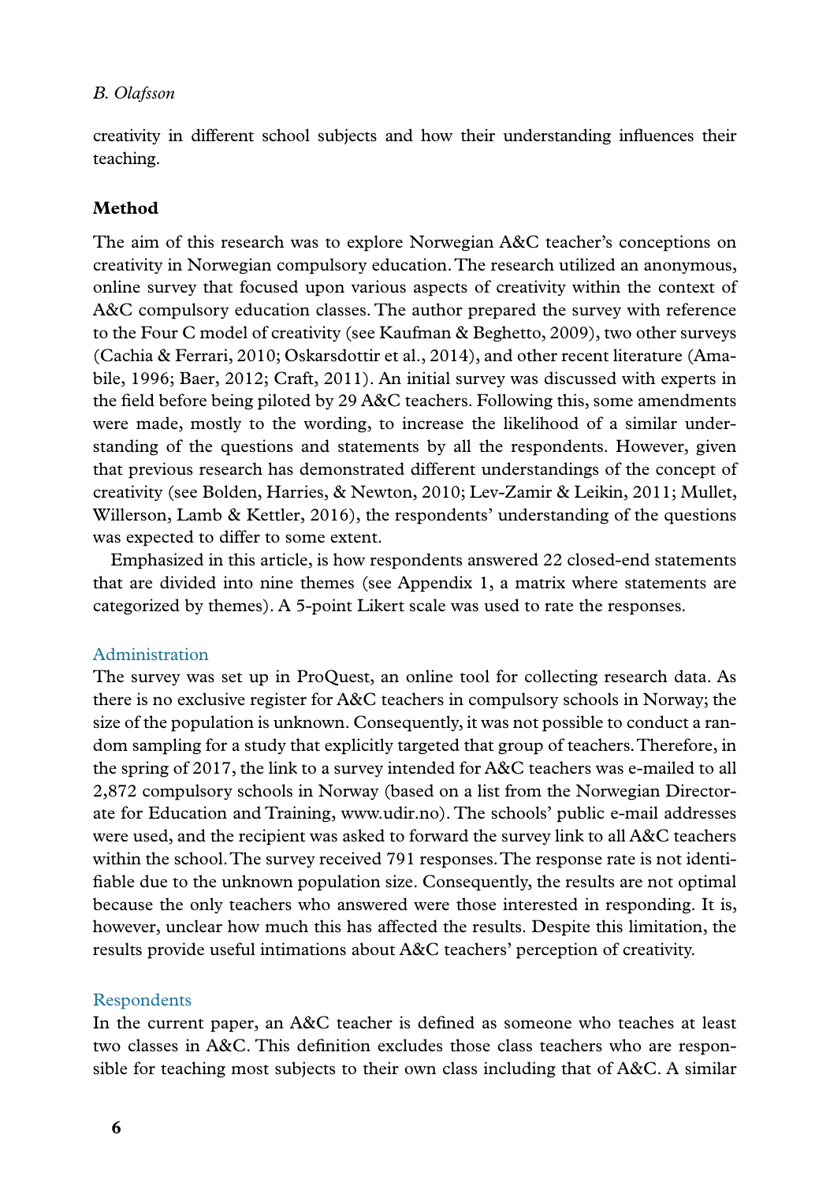creativity in different school subjects and how their understanding influences their teaching.

## Method

The aim of this research was to explore Norwegian A&C teacher's conceptions on creativity in Norwegian compulsory education. The research utilized an anonymous, online survey that focused upon various aspects of creativity within the context of A&C compulsory education classes. The author prepared the survey with reference to the Four C model of creativity (see Kaufman & Beghetto, 2009), two other surveys (Cachia & Ferrari, 2010; Oskarsdottir et al., 2014), and other recent literature (Amabile, 1996; Baer, 2012; Craft, 2011). An initial survey was discussed with experts in the field before being piloted by 29 A&C teachers. Following this, some amendments were made, mostly to the wording, to increase the likelihood of a similar understanding of the questions and statements by all the respondents. However, given that previous research has demonstrated different understandings of the concept of creativity (see Bolden, Harries, & Newton, 2010; Lev-Zamir & Leikin, 2011; Mullet, Willerson, Lamb & Kettler, 2016), the respondents' understanding of the questions was expected to differ to some extent.

Emphasized in this article, is how respondents answered 22 closed-end statements that are divided into nine themes (see Appendix 1, a matrix where statements are categorized by themes). A 5-point Likert scale was used to rate the responses.

### Administration

The survey was set up in ProQuest, an online tool for collecting research data. As there is no exclusive register for A&C teachers in compulsory schools in Norway; the size of the population is unknown. Consequently, it was not possible to conduct a random sampling for a study that explicitly targeted that group of teachers. Therefore, in the spring of 2017, the link to a survey intended for A&C teachers was e-mailed to all 2,872 compulsory schools in Norway (based on a list from the Norwegian Directorate for Education and Training, www.udir.no). The schools' public e-mail addresses were used, and the recipient was asked to forward the survey link to all A&C teachers within the school. The survey received 791 responses. The response rate is not identifiable due to the unknown population size. Consequently, the results are not optimal because the only teachers who answered were those interested in responding. It is, however, unclear how much this has affected the results. Despite this limitation, the results provide useful intimations about A&C teachers' perception of creativity.

### Respondents

In the current paper, an A&C teacher is defined as someone who teaches at least two classes in A&C. This definition excludes those class teachers who are responsible for teaching most subjects to their own class including that of A&C. A similar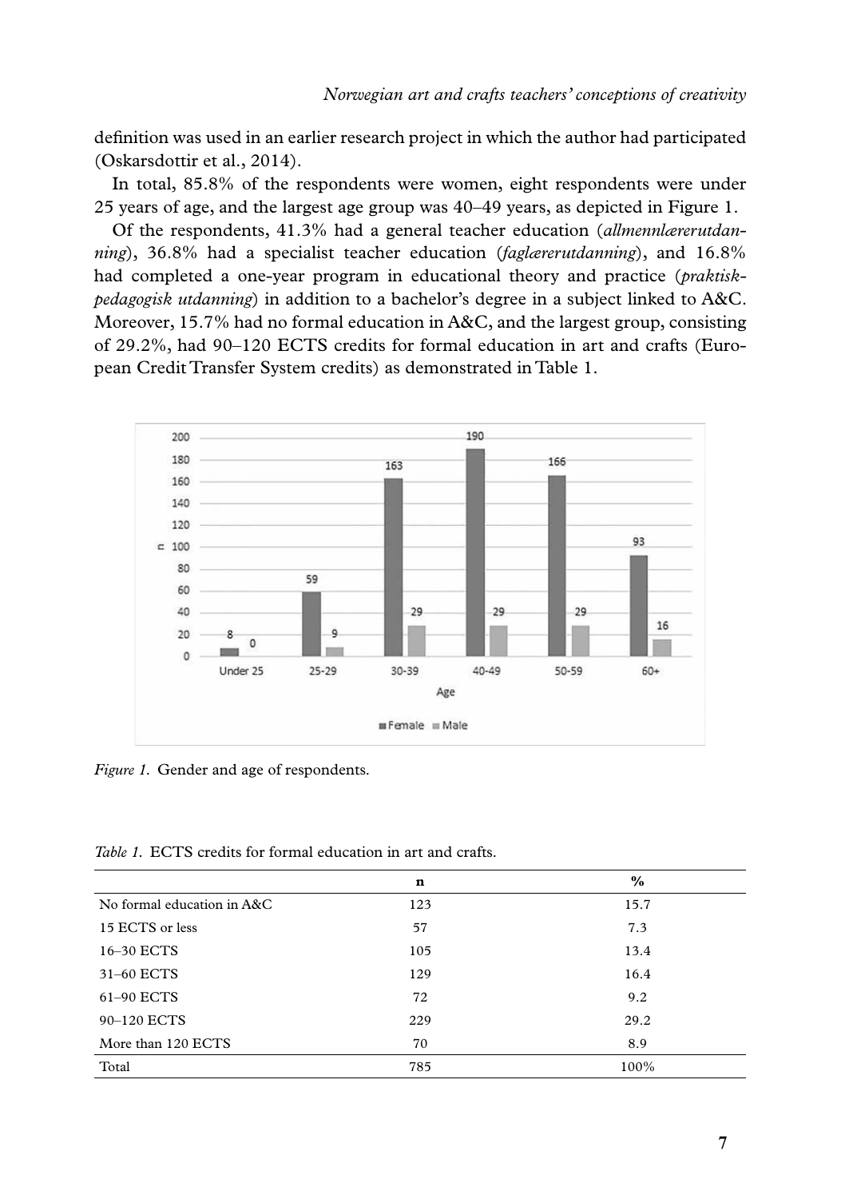definition was used in an earlier research project in which the author had participated (Oskarsdottir et al., 2014).

In total, 85.8% of the respondents were women, eight respondents were under 25 years of age, and the largest age group was 40–49 years, as depicted in Figure 1.

Of the respondents, 41.3% had a general teacher education (*allmennlærerutdanning*), 36.8% had a specialist teacher education (*faglærerutdanning*), and 16.8% had completed a one-year program in educational theory and practice (*praktisk-pedagogisk utdanning*) in addition to a bachelor's degree in a subject linked to A&C. Moreover, 15.7% had no formal education in A&C, and the largest group, consisting of 29.2%, had 90–120 ECTS credits for formal education in art and crafts (European Credit Transfer System credits) as demonstrated in Table 1.

*Figure 1.* Gender and age of respondents.

*Table 1.* ECTS credits for formal education in art and crafts.

| | **n** | **%** |
|---|---|---|
| No formal education in A&C | 123 | 15.7 |
| 15 ECTS or less | 57 | 7.3 |
| 16–30 ECTS | 105 | 13.4 |
| 31–60 ECTS | 129 | 16.4 |
| 61–90 ECTS | 72 | 9.2 |
| 90–120 ECTS | 229 | 29.2 |
| More than 120 ECTS | 70 | 8.9 |
| Total | 785 | 100% |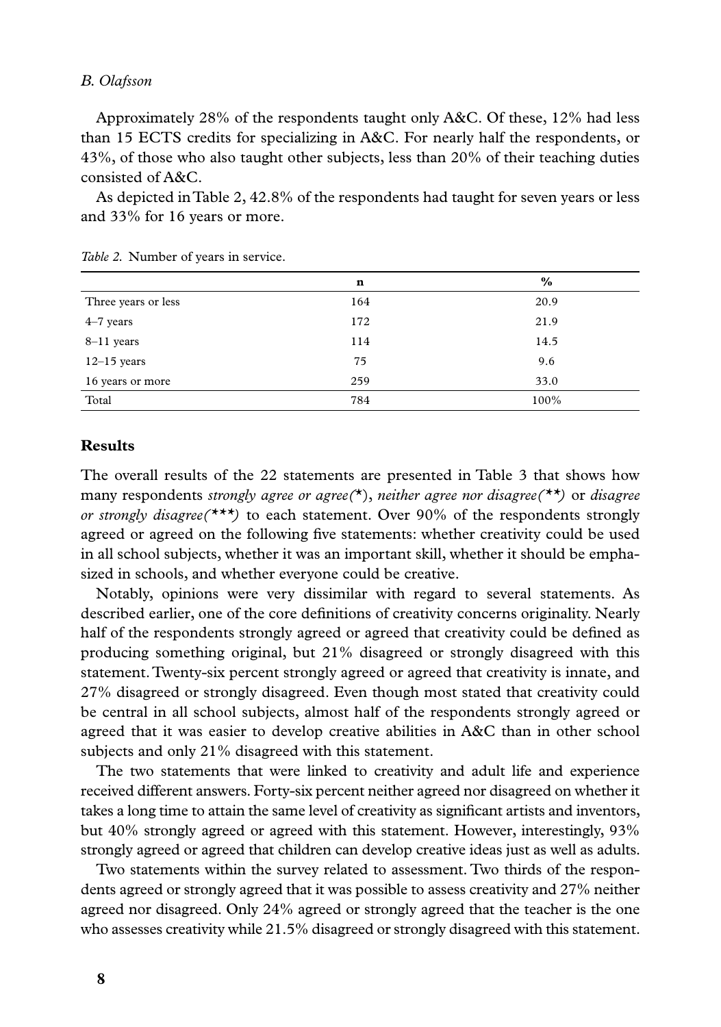Approximately 28% of the respondents taught only A&C. Of these, 12% had less than 15 ECTS credits for specializing in A&C. For nearly half the respondents, or 43%, of those who also taught other subjects, less than 20% of their teaching duties consisted of A&C.

As depicted in Table 2, 42.8% of the respondents had taught for seven years or less and 33% for 16 years or more.

*Table 2.* Number of years in service.

| | n | % |
|---|---|---|
| Three years or less | 164 | 20.9 |
| 4–7 years | 172 | 21.9 |
| 8–11 years | 114 | 14.5 |
| 12–15 years | 75 | 9.6 |
| 16 years or more | 259 | 33.0 |
| Total | 784 | 100% |

## Results

The overall results of the 22 statements are presented in Table 3 that shows how many respondents *strongly agree or agree(*)*, *neither agree nor disagree(**)* or *disagree or strongly disagree(***)* to each statement. Over 90% of the respondents strongly agreed or agreed on the following five statements: whether creativity could be used in all school subjects, whether it was an important skill, whether it should be emphasized in schools, and whether everyone could be creative.

Notably, opinions were very dissimilar with regard to several statements. As described earlier, one of the core definitions of creativity concerns originality. Nearly half of the respondents strongly agreed or agreed that creativity could be defined as producing something original, but 21% disagreed or strongly disagreed with this statement. Twenty-six percent strongly agreed or agreed that creativity is innate, and 27% disagreed or strongly disagreed. Even though most stated that creativity could be central in all school subjects, almost half of the respondents strongly agreed or agreed that it was easier to develop creative abilities in A&C than in other school subjects and only 21% disagreed with this statement.

The two statements that were linked to creativity and adult life and experience received different answers. Forty-six percent neither agreed nor disagreed on whether it takes a long time to attain the same level of creativity as significant artists and inventors, but 40% strongly agreed or agreed with this statement. However, interestingly, 93% strongly agreed or agreed that children can develop creative ideas just as well as adults.

Two statements within the survey related to assessment. Two thirds of the respondents agreed or strongly agreed that it was possible to assess creativity and 27% neither agreed nor disagreed. Only 24% agreed or strongly agreed that the teacher is the one who assesses creativity while 21.5% disagreed or strongly disagreed with this statement.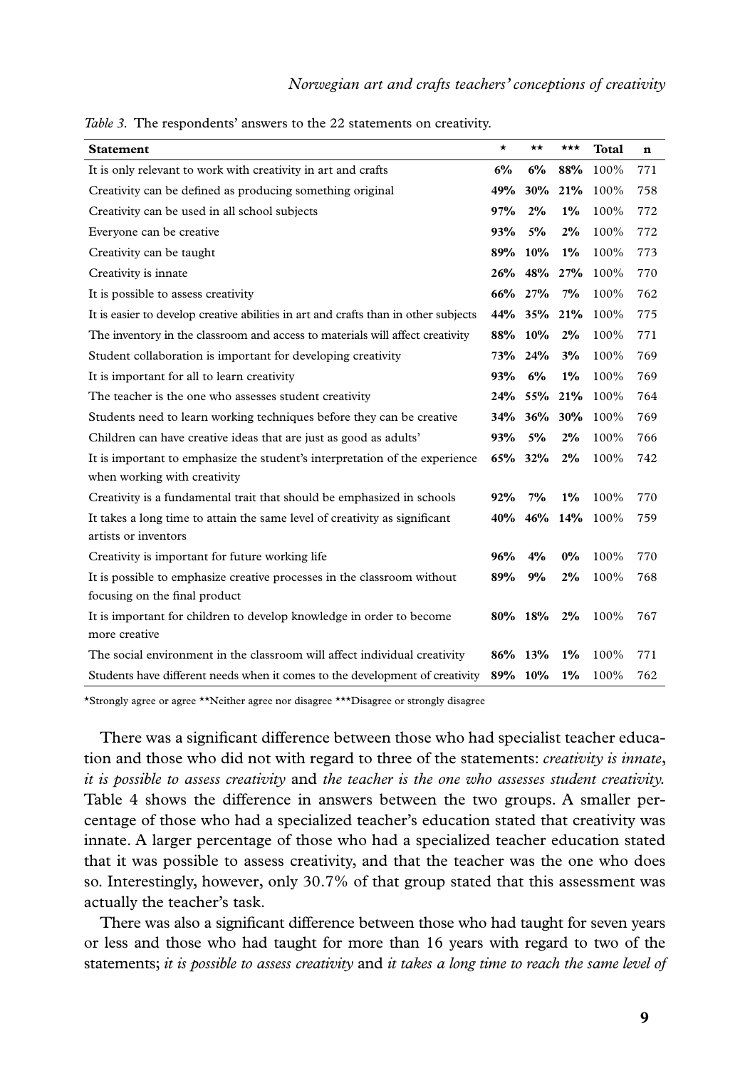*Table 3.* The respondents' answers to the 22 statements on creativity.

| Statement | * | ** | *** | Total | n |
|---|---|---|---|---|---|
| It is only relevant to work with creativity in art and crafts | **6%** | **6%** | **88%** | 100% | 771 |
| Creativity can be defined as producing something original | **49%** | **30%** | **21%** | 100% | 758 |
| Creativity can be used in all school subjects | **97%** | **2%** | **1%** | 100% | 772 |
| Everyone can be creative | **93%** | **5%** | **2%** | 100% | 772 |
| Creativity can be taught | **89%** | **10%** | **1%** | 100% | 773 |
| Creativity is innate | **26%** | **48%** | **27%** | 100% | 770 |
| It is possible to assess creativity | **66%** | **27%** | **7%** | 100% | 762 |
| It is easier to develop creative abilities in art and crafts than in other subjects | **44%** | **35%** | **21%** | 100% | 775 |
| The inventory in the classroom and access to materials will affect creativity | **88%** | **10%** | **2%** | 100% | 771 |
| Student collaboration is important for developing creativity | **73%** | **24%** | **3%** | 100% | 769 |
| It is important for all to learn creativity | **93%** | **6%** | **1%** | 100% | 769 |
| The teacher is the one who assesses student creativity | **24%** | **55%** | **21%** | 100% | 764 |
| Students need to learn working techniques before they can be creative | **34%** | **36%** | **30%** | 100% | 769 |
| Children can have creative ideas that are just as good as adults' | **93%** | **5%** | **2%** | 100% | 766 |
| It is important to emphasize the student's interpretation of the experience when working with creativity | **65%** | **32%** | **2%** | 100% | 742 |
| Creativity is a fundamental trait that should be emphasized in schools | **92%** | **7%** | **1%** | 100% | 770 |
| It takes a long time to attain the same level of creativity as significant artists or inventors | **40%** | **46%** | **14%** | 100% | 759 |
| Creativity is important for future working life | **96%** | **4%** | **0%** | 100% | 770 |
| It is possible to emphasize creative processes in the classroom without focusing on the final product | **89%** | **9%** | **2%** | 100% | 768 |
| It is important for children to develop knowledge in order to become more creative | **80%** | **18%** | **2%** | 100% | 767 |
| The social environment in the classroom will affect individual creativity | **86%** | **13%** | **1%** | 100% | 771 |
| Students have different needs when it comes to the development of creativity | **89%** | **10%** | **1%** | 100% | 762 |

*Strongly agree or agree **Neither agree nor disagree ***Disagree or strongly disagree

There was a significant difference between those who had specialist teacher education and those who did not with regard to three of the statements: *creativity is innate*, *it is possible to assess creativity* and *the teacher is the one who assesses student creativity.* Table 4 shows the difference in answers between the two groups. A smaller percentage of those who had a specialized teacher's education stated that creativity was innate. A larger percentage of those who had a specialized teacher education stated that it was possible to assess creativity, and that the teacher was the one who does so. Interestingly, however, only 30.7% of that group stated that this assessment was actually the teacher's task.

There was also a significant difference between those who had taught for seven years or less and those who had taught for more than 16 years with regard to two of the statements; *it is possible to assess creativity* and *it takes a long time to reach the same level of*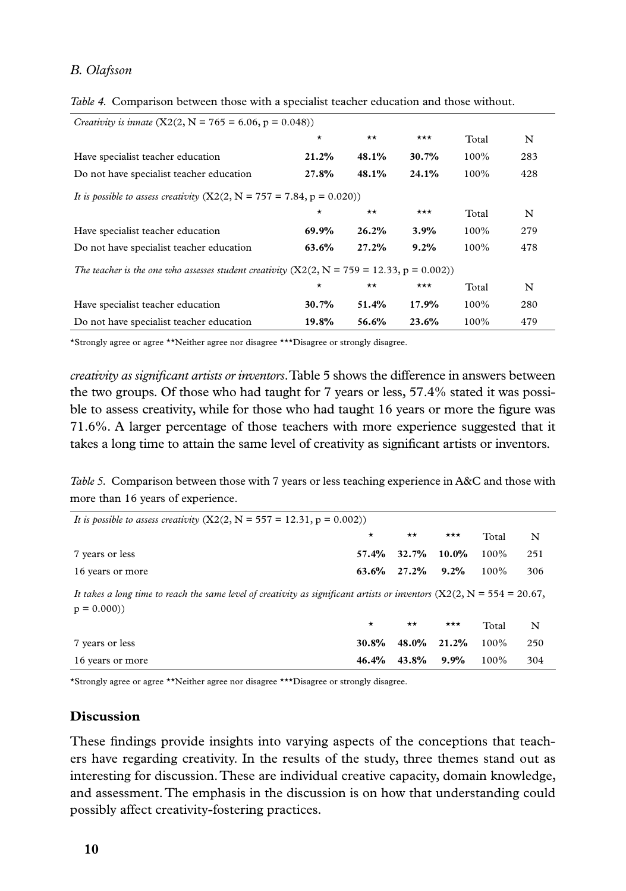*Table 4.* Comparison between those with a specialist teacher education and those without.

| *Creativity is innate* (X2(2, N = 765 = 6.06, p = 0.048)) | | | | | |
|---|---|---|---|---|---|
| | * | ** | *** | Total | N |
| Have specialist teacher education | **21.2%** | **48.1%** | **30.7%** | 100% | 283 |
| Do not have specialist teacher education | **27.8%** | **48.1%** | **24.1%** | 100% | 428 |
| *It is possible to assess creativity* (X2(2, N = 757 = 7.84, p = 0.020)) | | | | | |
| | * | ** | *** | Total | N |
| Have specialist teacher education | **69.9%** | **26.2%** | **3.9%** | 100% | 279 |
| Do not have specialist teacher education | **63.6%** | **27.2%** | **9.2%** | 100% | 478 |
| *The teacher is the one who assesses student creativity* (X2(2, N = 759 = 12.33, p = 0.002)) | | | | | |
| | * | ** | *** | Total | N |
| Have specialist teacher education | **30.7%** | **51.4%** | **17.9%** | 100% | 280 |
| Do not have specialist teacher education | **19.8%** | **56.6%** | **23.6%** | 100% | 479 |

*Strongly agree or agree **Neither agree nor disagree ***Disagree or strongly disagree.

*creativity as significant artists or inventors*. Table 5 shows the difference in answers between the two groups. Of those who had taught for 7 years or less, 57.4% stated it was possible to assess creativity, while for those who had taught 16 years or more the figure was 71.6%. A larger percentage of those teachers with more experience suggested that it takes a long time to attain the same level of creativity as significant artists or inventors.

*Table 5.* Comparison between those with 7 years or less teaching experience in A&C and those with more than 16 years of experience.

| *It is possible to assess creativity* (X2(2, N = 557 = 12.31, p = 0.002)) | | | | | |
|---|---|---|---|---|---|
| | * | ** | *** | Total | N |
| 7 years or less | **57.4%** | **32.7%** | **10.0%** | 100% | 251 |
| 16 years or more | **63.6%** | **27.2%** | **9.2%** | 100% | 306 |
| *It takes a long time to reach the same level of creativity as significant artists or inventors* (X2(2, N = 554 = 20.67, p = 0.000)) | | | | | |
| | * | ** | *** | Total | N |
| 7 years or less | **30.8%** | **48.0%** | **21.2%** | 100% | 250 |
| 16 years or more | **46.4%** | **43.8%** | **9.9%** | 100% | 304 |

*Strongly agree or agree **Neither agree nor disagree ***Disagree or strongly disagree.

## Discussion

These findings provide insights into varying aspects of the conceptions that teachers have regarding creativity. In the results of the study, three themes stand out as interesting for discussion. These are individual creative capacity, domain knowledge, and assessment. The emphasis in the discussion is on how that understanding could possibly affect creativity-fostering practices.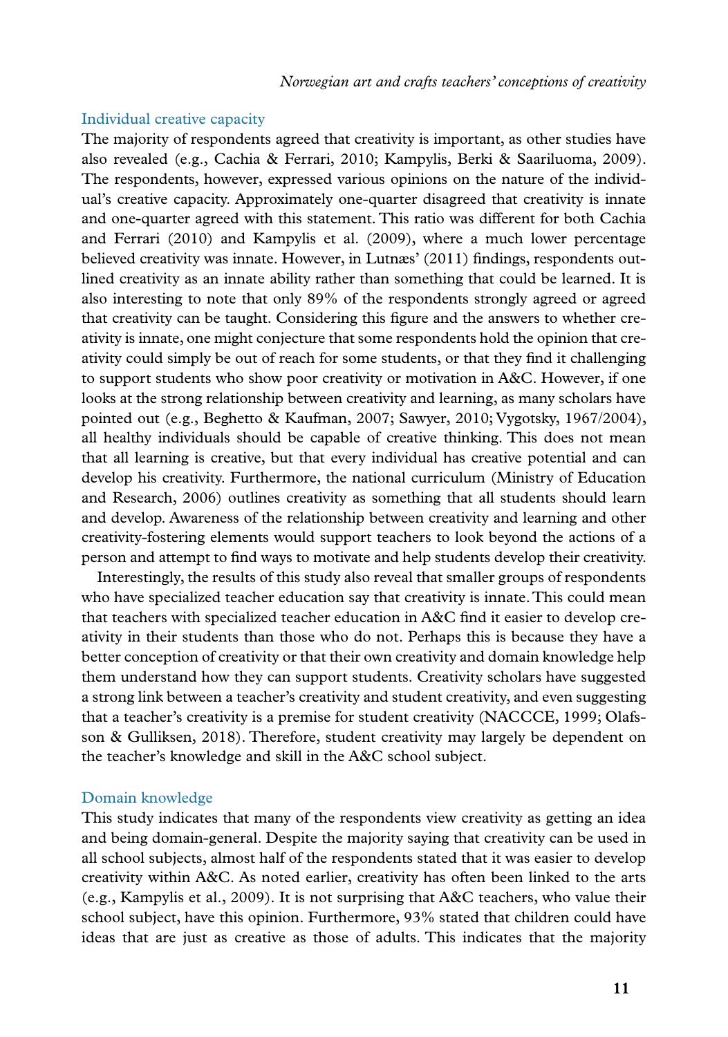### Individual creative capacity

The majority of respondents agreed that creativity is important, as other studies have also revealed (e.g., Cachia & Ferrari, 2010; Kampylis, Berki & Saariluoma, 2009). The respondents, however, expressed various opinions on the nature of the individual's creative capacity. Approximately one-quarter disagreed that creativity is innate and one-quarter agreed with this statement. This ratio was different for both Cachia and Ferrari (2010) and Kampylis et al. (2009), where a much lower percentage believed creativity was innate. However, in Lutnæs' (2011) findings, respondents outlined creativity as an innate ability rather than something that could be learned. It is also interesting to note that only 89% of the respondents strongly agreed or agreed that creativity can be taught. Considering this figure and the answers to whether creativity is innate, one might conjecture that some respondents hold the opinion that creativity could simply be out of reach for some students, or that they find it challenging to support students who show poor creativity or motivation in A&C. However, if one looks at the strong relationship between creativity and learning, as many scholars have pointed out (e.g., Beghetto & Kaufman, 2007; Sawyer, 2010; Vygotsky, 1967/2004), all healthy individuals should be capable of creative thinking. This does not mean that all learning is creative, but that every individual has creative potential and can develop his creativity. Furthermore, the national curriculum (Ministry of Education and Research, 2006) outlines creativity as something that all students should learn and develop. Awareness of the relationship between creativity and learning and other creativity-fostering elements would support teachers to look beyond the actions of a person and attempt to find ways to motivate and help students develop their creativity.

Interestingly, the results of this study also reveal that smaller groups of respondents who have specialized teacher education say that creativity is innate. This could mean that teachers with specialized teacher education in A&C find it easier to develop creativity in their students than those who do not. Perhaps this is because they have a better conception of creativity or that their own creativity and domain knowledge help them understand how they can support students. Creativity scholars have suggested a strong link between a teacher's creativity and student creativity, and even suggesting that a teacher's creativity is a premise for student creativity (NACCCE, 1999; Olafsson & Gulliksen, 2018). Therefore, student creativity may largely be dependent on the teacher's knowledge and skill in the A&C school subject.

### Domain knowledge

This study indicates that many of the respondents view creativity as getting an idea and being domain-general. Despite the majority saying that creativity can be used in all school subjects, almost half of the respondents stated that it was easier to develop creativity within A&C. As noted earlier, creativity has often been linked to the arts (e.g., Kampylis et al., 2009). It is not surprising that A&C teachers, who value their school subject, have this opinion. Furthermore, 93% stated that children could have ideas that are just as creative as those of adults. This indicates that the majority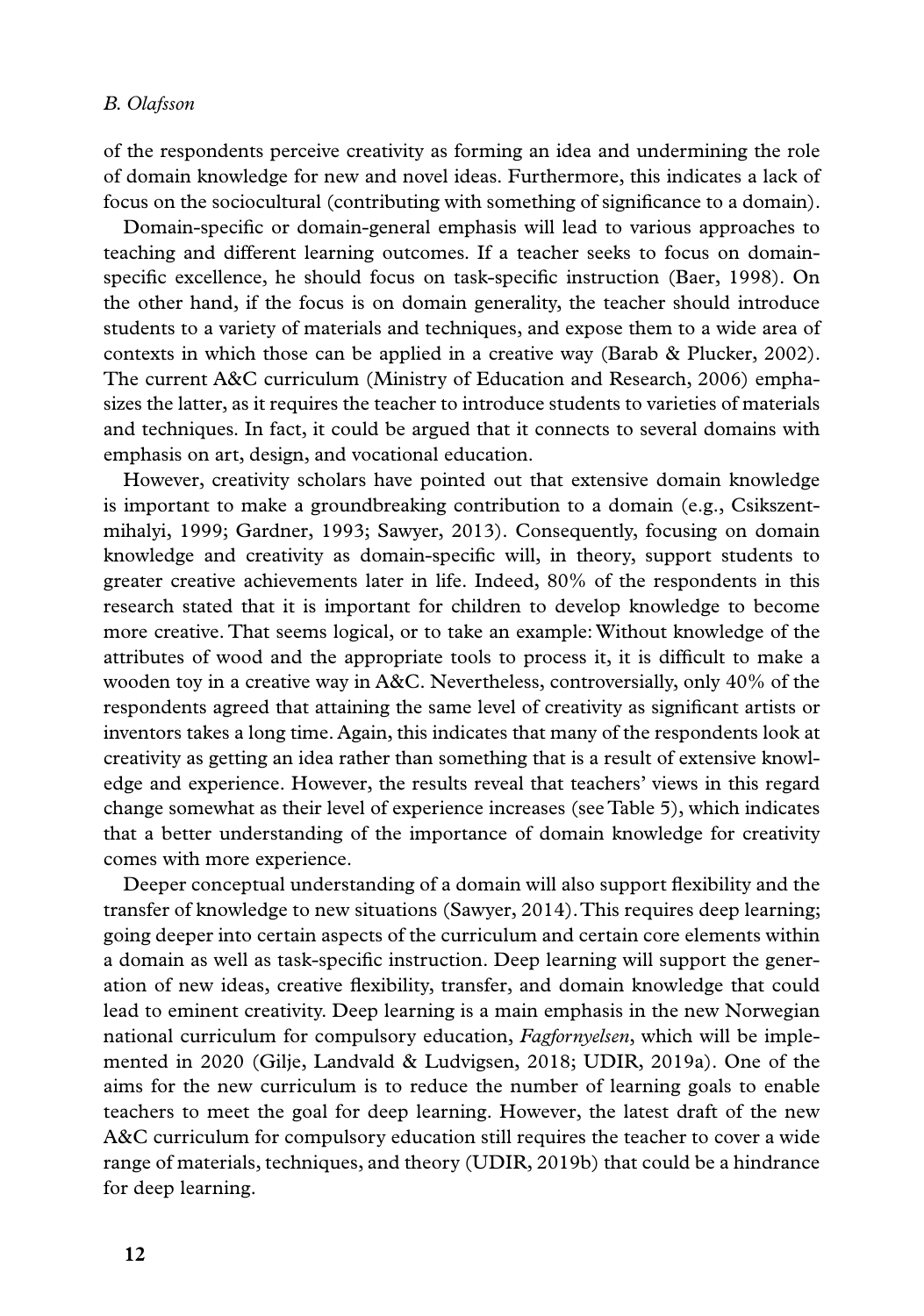of the respondents perceive creativity as forming an idea and undermining the role of domain knowledge for new and novel ideas. Furthermore, this indicates a lack of focus on the sociocultural (contributing with something of significance to a domain).

Domain-specific or domain-general emphasis will lead to various approaches to teaching and different learning outcomes. If a teacher seeks to focus on domain-specific excellence, he should focus on task-specific instruction (Baer, 1998). On the other hand, if the focus is on domain generality, the teacher should introduce students to a variety of materials and techniques, and expose them to a wide area of contexts in which those can be applied in a creative way (Barab & Plucker, 2002). The current A&C curriculum (Ministry of Education and Research, 2006) emphasizes the latter, as it requires the teacher to introduce students to varieties of materials and techniques. In fact, it could be argued that it connects to several domains with emphasis on art, design, and vocational education.

However, creativity scholars have pointed out that extensive domain knowledge is important to make a groundbreaking contribution to a domain (e.g., Csikszentmihalyi, 1999; Gardner, 1993; Sawyer, 2013). Consequently, focusing on domain knowledge and creativity as domain-specific will, in theory, support students to greater creative achievements later in life. Indeed, 80% of the respondents in this research stated that it is important for children to develop knowledge to become more creative. That seems logical, or to take an example: Without knowledge of the attributes of wood and the appropriate tools to process it, it is difficult to make a wooden toy in a creative way in A&C. Nevertheless, controversially, only 40% of the respondents agreed that attaining the same level of creativity as significant artists or inventors takes a long time. Again, this indicates that many of the respondents look at creativity as getting an idea rather than something that is a result of extensive knowledge and experience. However, the results reveal that teachers' views in this regard change somewhat as their level of experience increases (see Table 5), which indicates that a better understanding of the importance of domain knowledge for creativity comes with more experience.

Deeper conceptual understanding of a domain will also support flexibility and the transfer of knowledge to new situations (Sawyer, 2014). This requires deep learning; going deeper into certain aspects of the curriculum and certain core elements within a domain as well as task-specific instruction. Deep learning will support the generation of new ideas, creative flexibility, transfer, and domain knowledge that could lead to eminent creativity. Deep learning is a main emphasis in the new Norwegian national curriculum for compulsory education, *Fagfornyelsen*, which will be implemented in 2020 (Gilje, Landvald & Ludvigsen, 2018; UDIR, 2019a). One of the aims for the new curriculum is to reduce the number of learning goals to enable teachers to meet the goal for deep learning. However, the latest draft of the new A&C curriculum for compulsory education still requires the teacher to cover a wide range of materials, techniques, and theory (UDIR, 2019b) that could be a hindrance for deep learning.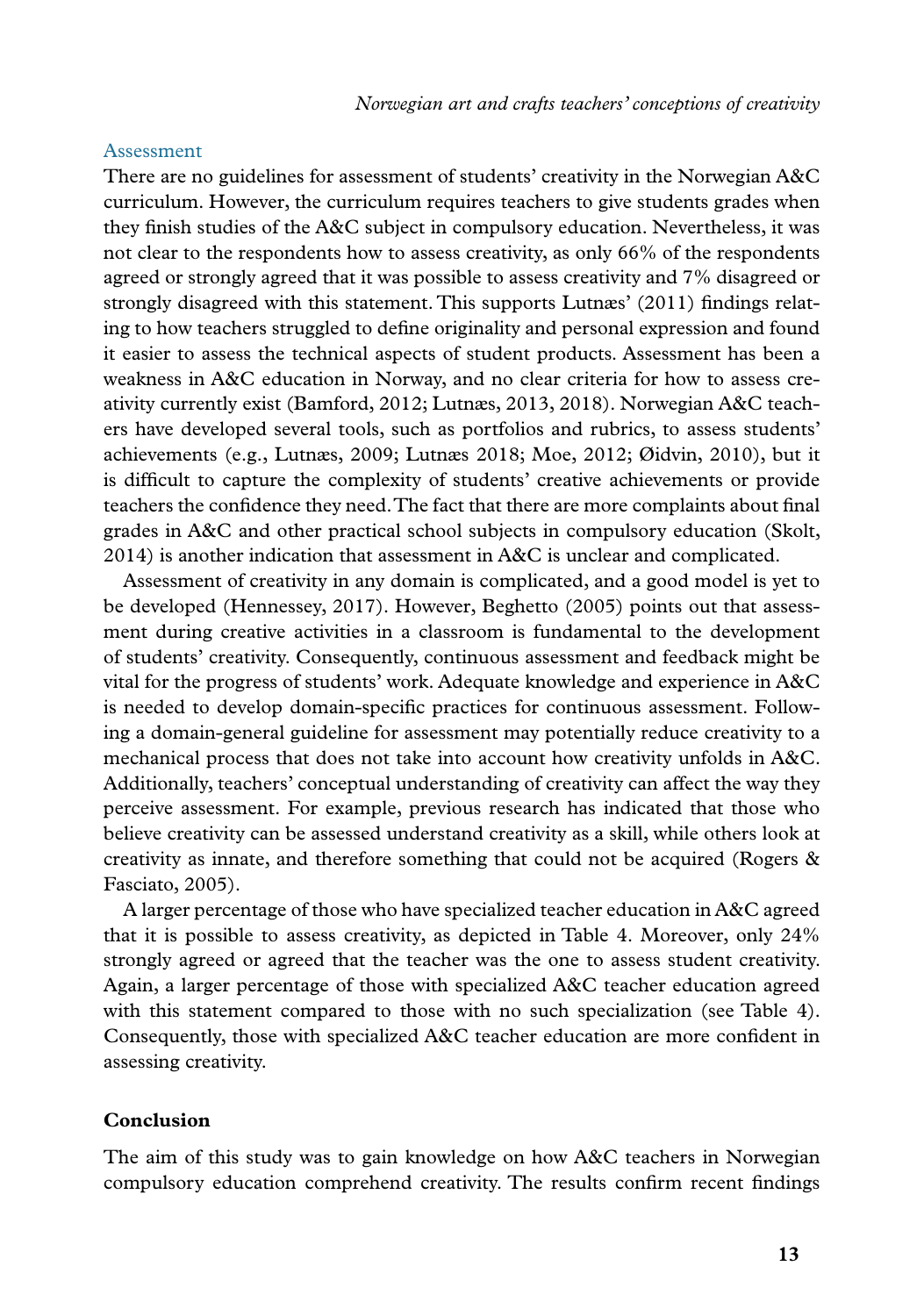### Assessment

There are no guidelines for assessment of students' creativity in the Norwegian A&C curriculum. However, the curriculum requires teachers to give students grades when they finish studies of the A&C subject in compulsory education. Nevertheless, it was not clear to the respondents how to assess creativity, as only 66% of the respondents agreed or strongly agreed that it was possible to assess creativity and 7% disagreed or strongly disagreed with this statement. This supports Lutnæs' (2011) findings relating to how teachers struggled to define originality and personal expression and found it easier to assess the technical aspects of student products. Assessment has been a weakness in A&C education in Norway, and no clear criteria for how to assess creativity currently exist (Bamford, 2012; Lutnæs, 2013, 2018). Norwegian A&C teachers have developed several tools, such as portfolios and rubrics, to assess students' achievements (e.g., Lutnæs, 2009; Lutnæs 2018; Moe, 2012; Øidvin, 2010), but it is difficult to capture the complexity of students' creative achievements or provide teachers the confidence they need. The fact that there are more complaints about final grades in A&C and other practical school subjects in compulsory education (Skolt, 2014) is another indication that assessment in A&C is unclear and complicated.

Assessment of creativity in any domain is complicated, and a good model is yet to be developed (Hennessey, 2017). However, Beghetto (2005) points out that assessment during creative activities in a classroom is fundamental to the development of students' creativity. Consequently, continuous assessment and feedback might be vital for the progress of students' work. Adequate knowledge and experience in A&C is needed to develop domain-specific practices for continuous assessment. Following a domain-general guideline for assessment may potentially reduce creativity to a mechanical process that does not take into account how creativity unfolds in A&C. Additionally, teachers' conceptual understanding of creativity can affect the way they perceive assessment. For example, previous research has indicated that those who believe creativity can be assessed understand creativity as a skill, while others look at creativity as innate, and therefore something that could not be acquired (Rogers & Fasciato, 2005).

A larger percentage of those who have specialized teacher education in A&C agreed that it is possible to assess creativity, as depicted in Table 4. Moreover, only 24% strongly agreed or agreed that the teacher was the one to assess student creativity. Again, a larger percentage of those with specialized A&C teacher education agreed with this statement compared to those with no such specialization (see Table 4). Consequently, those with specialized A&C teacher education are more confident in assessing creativity.

## Conclusion

The aim of this study was to gain knowledge on how A&C teachers in Norwegian compulsory education comprehend creativity. The results confirm recent findings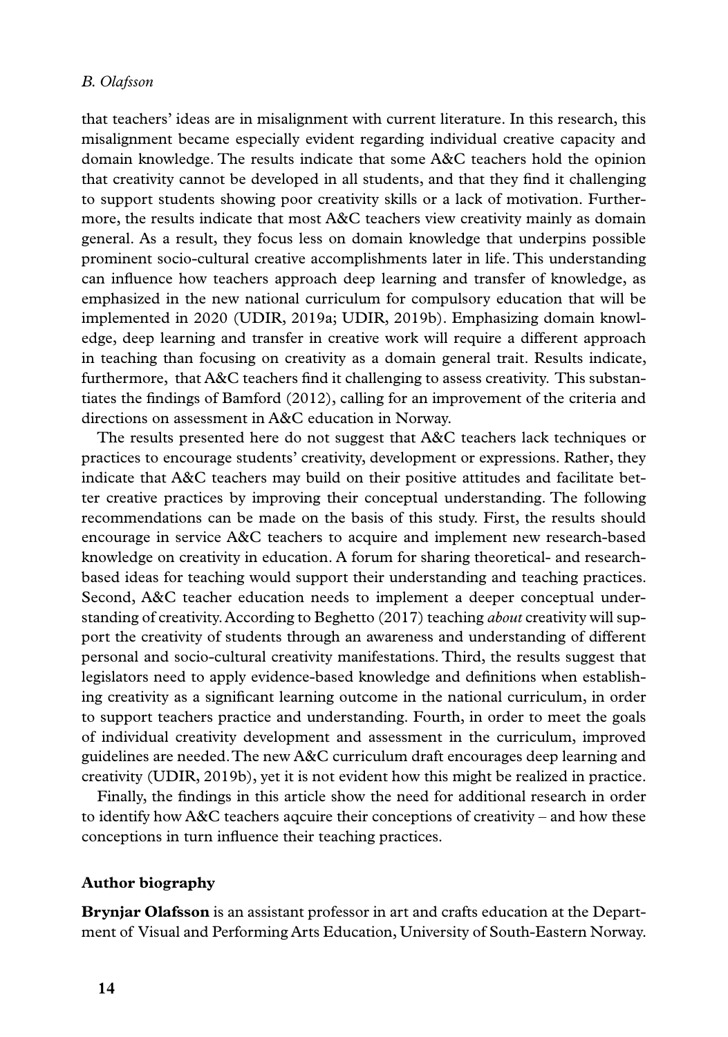that teachers' ideas are in misalignment with current literature. In this research, this misalignment became especially evident regarding individual creative capacity and domain knowledge. The results indicate that some A&C teachers hold the opinion that creativity cannot be developed in all students, and that they find it challenging to support students showing poor creativity skills or a lack of motivation. Furthermore, the results indicate that most A&C teachers view creativity mainly as domain general. As a result, they focus less on domain knowledge that underpins possible prominent socio-cultural creative accomplishments later in life. This understanding can influence how teachers approach deep learning and transfer of knowledge, as emphasized in the new national curriculum for compulsory education that will be implemented in 2020 (UDIR, 2019a; UDIR, 2019b). Emphasizing domain knowledge, deep learning and transfer in creative work will require a different approach in teaching than focusing on creativity as a domain general trait. Results indicate, furthermore, that A&C teachers find it challenging to assess creativity. This substantiates the findings of Bamford (2012), calling for an improvement of the criteria and directions on assessment in A&C education in Norway.

The results presented here do not suggest that A&C teachers lack techniques or practices to encourage students' creativity, development or expressions. Rather, they indicate that A&C teachers may build on their positive attitudes and facilitate better creative practices by improving their conceptual understanding. The following recommendations can be made on the basis of this study. First, the results should encourage in service A&C teachers to acquire and implement new research-based knowledge on creativity in education. A forum for sharing theoretical- and research-based ideas for teaching would support their understanding and teaching practices. Second, A&C teacher education needs to implement a deeper conceptual understanding of creativity. According to Beghetto (2017) teaching *about* creativity will support the creativity of students through an awareness and understanding of different personal and socio-cultural creativity manifestations. Third, the results suggest that legislators need to apply evidence-based knowledge and definitions when establishing creativity as a significant learning outcome in the national curriculum, in order to support teachers practice and understanding. Fourth, in order to meet the goals of individual creativity development and assessment in the curriculum, improved guidelines are needed. The new A&C curriculum draft encourages deep learning and creativity (UDIR, 2019b), yet it is not evident how this might be realized in practice.

Finally, the findings in this article show the need for additional research in order to identify how A&C teachers aqcuire their conceptions of creativity – and how these conceptions in turn influence their teaching practices.

## Author biography

**Brynjar Olafsson** is an assistant professor in art and crafts education at the Department of Visual and Performing Arts Education, University of South-Eastern Norway.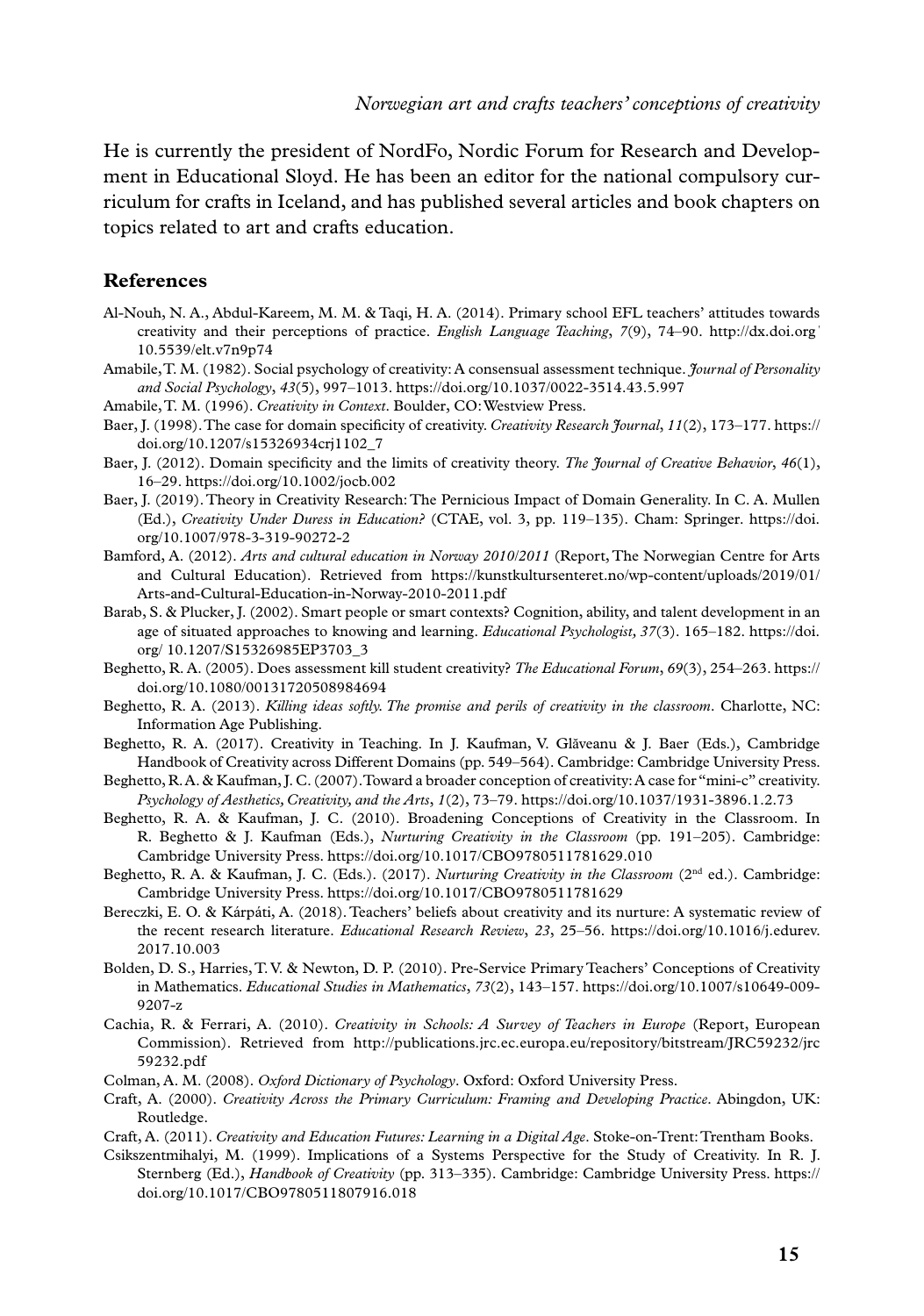He is currently the president of NordFo, Nordic Forum for Research and Development in Educational Sloyd. He has been an editor for the national compulsory curriculum for crafts in Iceland, and has published several articles and book chapters on topics related to art and crafts education.

## References

Al-Nouh, N. A., Abdul-Kareem, M. M. & Taqi, H. A. (2014). Primary school EFL teachers' attitudes towards creativity and their perceptions of practice. *English Language Teaching*, *7*(9), 74–90. http://dx.doi.org/10.5539/elt.v7n9p74

Amabile, T. M. (1982). Social psychology of creativity: A consensual assessment technique. *Journal of Personality and Social Psychology*, *43*(5), 997–1013. https://doi.org/10.1037/0022-3514.43.5.997

Amabile, T. M. (1996). *Creativity in Context*. Boulder, CO: Westview Press.

Baer, J. (1998). The case for domain specificity of creativity. *Creativity Research Journal*, *11*(2), 173–177. https://doi.org/10.1207/s15326934crj1102_7

Baer, J. (2012). Domain specificity and the limits of creativity theory. *The Journal of Creative Behavior*, *46*(1), 16–29. https://doi.org/10.1002/jocb.002

Baer, J. (2019). Theory in Creativity Research: The Pernicious Impact of Domain Generality. In C. A. Mullen (Ed.), *Creativity Under Duress in Education?* (CTAE, vol. 3, pp. 119–135). Cham: Springer. https://doi.org/10.1007/978-3-319-90272-2

Bamford, A. (2012). *Arts and cultural education in Norway 2010/2011* (Report, The Norwegian Centre for Arts and Cultural Education). Retrieved from https://kunstkultursenteret.no/wp-content/uploads/2019/01/Arts-and-Cultural-Education-in-Norway-2010-2011.pdf

Barab, S. & Plucker, J. (2002). Smart people or smart contexts? Cognition, ability, and talent development in an age of situated approaches to knowing and learning. *Educational Psychologist, 37*(3). 165–182. https://doi.org/ 10.1207/S15326985EP3703_3

Beghetto, R. A. (2005). Does assessment kill student creativity? *The Educational Forum*, *69*(3), 254–263. https://doi.org/10.1080/00131720508984694

Beghetto, R. A. (2013). *Killing ideas softly. The promise and perils of creativity in the classroom*. Charlotte, NC: Information Age Publishing.

Beghetto, R. A. (2017). Creativity in Teaching. In J. Kaufman, V. Glăveanu & J. Baer (Eds.), Cambridge Handbook of Creativity across Different Domains (pp. 549–564). Cambridge: Cambridge University Press.

Beghetto, R. A. & Kaufman, J. C. (2007). Toward a broader conception of creativity: A case for "mini-c" creativity. *Psychology of Aesthetics, Creativity, and the Arts*, *1*(2), 73–79. https://doi.org/10.1037/1931-3896.1.2.73

Beghetto, R. A. & Kaufman, J. C. (2010). Broadening Conceptions of Creativity in the Classroom. In R. Beghetto & J. Kaufman (Eds.), *Nurturing Creativity in the Classroom* (pp. 191–205). Cambridge: Cambridge University Press. https://doi.org/10.1017/CBO9780511781629.010

Beghetto, R. A. & Kaufman, J. C. (Eds.). (2017). *Nurturing Creativity in the Classroom* (2nd ed.). Cambridge: Cambridge University Press. https://doi.org/10.1017/CBO9780511781629

Bereczki, E. O. & Kárpáti, A. (2018). Teachers' beliefs about creativity and its nurture: A systematic review of the recent research literature. *Educational Research Review*, *23*, 25–56. https://doi.org/10.1016/j.edurev.2017.10.003

Bolden, D. S., Harries, T. V. & Newton, D. P. (2010). Pre-Service Primary Teachers' Conceptions of Creativity in Mathematics. *Educational Studies in Mathematics*, *73*(2), 143–157. https://doi.org/10.1007/s10649-009-9207-z

Cachia, R. & Ferrari, A. (2010). *Creativity in Schools: A Survey of Teachers in Europe* (Report, European Commission). Retrieved from http://publications.jrc.ec.europa.eu/repository/bitstream/JRC59232/jrc59232.pdf

Colman, A. M. (2008). *Oxford Dictionary of Psychology*. Oxford: Oxford University Press.

Craft, A. (2000). *Creativity Across the Primary Curriculum: Framing and Developing Practice*. Abingdon, UK: Routledge.

Craft, A. (2011). *Creativity and Education Futures: Learning in a Digital Age*. Stoke-on-Trent: Trentham Books.

Csikszentmihalyi, M. (1999). Implications of a Systems Perspective for the Study of Creativity. In R. J. Sternberg (Ed.), *Handbook of Creativity* (pp. 313–335). Cambridge: Cambridge University Press. https://doi.org/10.1017/CBO9780511807916.018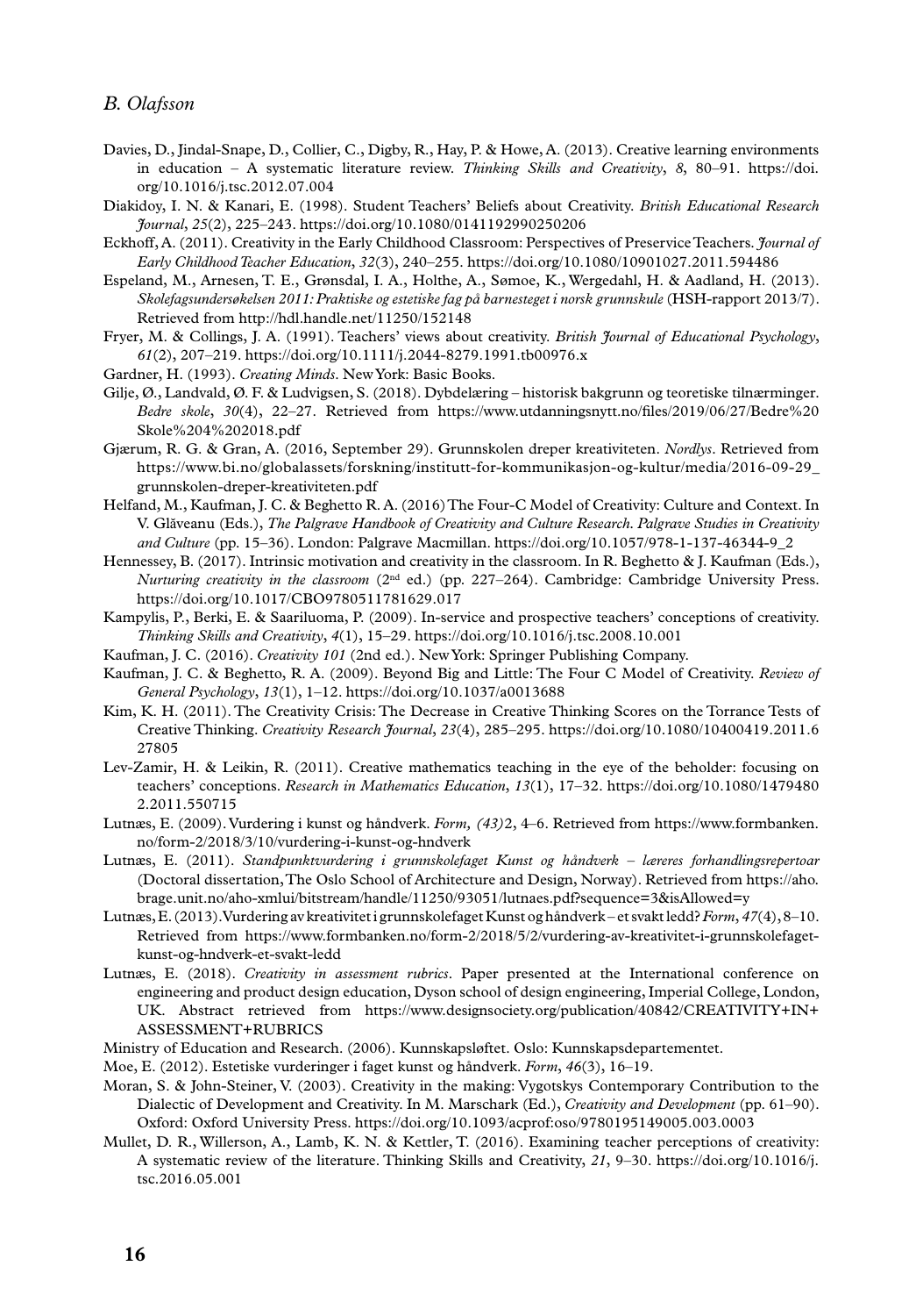Davies, D., Jindal-Snape, D., Collier, C., Digby, R., Hay, P. & Howe, A. (2013). Creative learning environments in education – A systematic literature review. *Thinking Skills and Creativity*, *8*, 80–91. https://doi.org/10.1016/j.tsc.2012.07.004

Diakidoy, I. N. & Kanari, E. (1998). Student Teachers' Beliefs about Creativity. *British Educational Research Journal*, *25*(2), 225–243. https://doi.org/10.1080/0141192990250206

Eckhoff, A. (2011). Creativity in the Early Childhood Classroom: Perspectives of Preservice Teachers. *Journal of Early Childhood Teacher Education*, *32*(3), 240–255. https://doi.org/10.1080/10901027.2011.594486

Espeland, M., Arnesen, T. E., Grønsdal, I. A., Holthe, A., Sømoe, K., Wergedahl, H. & Aadland, H. (2013). *Skolefagsundersøkelsen 2011: Praktiske og estetiske fag på barnesteget i norsk grunnskule* (HSH-rapport 2013/7). Retrieved from http://hdl.handle.net/11250/152148

Fryer, M. & Collings, J. A. (1991). Teachers' views about creativity. *British Journal of Educational Psychology*, *61*(2), 207–219. https://doi.org/10.1111/j.2044-8279.1991.tb00976.x

Gardner, H. (1993). *Creating Minds*. New York: Basic Books.

Gilje, Ø., Landvald, Ø. F. & Ludvigsen, S. (2018). Dybdelæring – historisk bakgrunn og teoretiske tilnærminger. *Bedre skole*, *30*(4), 22–27. Retrieved from https://www.utdanningsnytt.no/files/2019/06/27/Bedre%20Skole%204%202018.pdf

Gjærum, R. G. & Gran, A. (2016, September 29). Grunnskolen dreper kreativiteten. *Nordlys*. Retrieved from https://www.bi.no/globalassets/forskning/institutt-for-kommunikasjon-og-kultur/media/2016-09-29_grunnskolen-dreper-kreativiteten.pdf

Helfand, M., Kaufman, J. C. & Beghetto R. A. (2016) The Four-C Model of Creativity: Culture and Context. In V. Glăveanu (Eds.), *The Palgrave Handbook of Creativity and Culture Research. Palgrave Studies in Creativity and Culture* (pp. 15–36). London: Palgrave Macmillan. https://doi.org/10.1057/978-1-137-46344-9_2

Hennessey, B. (2017). Intrinsic motivation and creativity in the classroom. In R. Beghetto & J. Kaufman (Eds.), *Nurturing creativity in the classroom* (2nd ed.) (pp. 227–264). Cambridge: Cambridge University Press. https://doi.org/10.1017/CBO9780511781629.017

Kampylis, P., Berki, E. & Saariluoma, P. (2009). In-service and prospective teachers' conceptions of creativity. *Thinking Skills and Creativity*, *4*(1), 15–29. https://doi.org/10.1016/j.tsc.2008.10.001

Kaufman, J. C. (2016). *Creativity 101* (2nd ed.). New York: Springer Publishing Company.

Kaufman, J. C. & Beghetto, R. A. (2009). Beyond Big and Little: The Four C Model of Creativity. *Review of General Psychology*, *13*(1), 1–12. https://doi.org/10.1037/a0013688

Kim, K. H. (2011). The Creativity Crisis: The Decrease in Creative Thinking Scores on the Torrance Tests of Creative Thinking. *Creativity Research Journal*, *23*(4), 285–295. https://doi.org/10.1080/10400419.2011.627805

Lev-Zamir, H. & Leikin, R. (2011). Creative mathematics teaching in the eye of the beholder: focusing on teachers' conceptions. *Research in Mathematics Education*, *13*(1), 17–32. https://doi.org/10.1080/14794802.2011.550715

Lutnæs, E. (2009). Vurdering i kunst og håndverk. *Form, (43)*2, 4–6. Retrieved from https://www.formbanken.no/form-2/2018/3/10/vurdering-i-kunst-og-hndverk

Lutnæs, E. (2011). *Standpunktvurdering i grunnskolefaget Kunst og håndverk – læreres forhandlingsrepertoar* (Doctoral dissertation, The Oslo School of Architecture and Design, Norway). Retrieved from https://aho.brage.unit.no/aho-xmlui/bitstream/handle/11250/93051/lutnaes.pdf?sequence=3&isAllowed=y

Lutnæs, E. (2013). Vurdering av kreativitet i grunnskolefaget Kunst og håndverk – et svakt ledd? *Form*, *47*(4), 8–10. Retrieved from https://www.formbanken.no/form-2/2018/5/2/vurdering-av-kreativitet-i-grunnskolefaget-kunst-og-hndverk-et-svakt-ledd

Lutnæs, E. (2018). *Creativity in assessment rubrics*. Paper presented at the International conference on engineering and product design education, Dyson school of design engineering, Imperial College, London, UK. Abstract retrieved from https://www.designsociety.org/publication/40842/CREATIVITY+IN+ASSESSMENT+RUBRICS

Ministry of Education and Research. (2006). Kunnskapsløftet. Oslo: Kunnskapsdepartementet.

Moe, E. (2012). Estetiske vurderinger i faget kunst og håndverk. *Form*, *46*(3), 16–19.

Moran, S. & John-Steiner, V. (2003). Creativity in the making: Vygotskys Contemporary Contribution to the Dialectic of Development and Creativity. In M. Marschark (Ed.), *Creativity and Development* (pp. 61–90). Oxford: Oxford University Press. https://doi.org/10.1093/acprof:oso/9780195149005.003.0003

Mullet, D. R., Willerson, A., Lamb, K. N. & Kettler, T. (2016). Examining teacher perceptions of creativity: A systematic review of the literature. Thinking Skills and Creativity, *21*, 9–30. https://doi.org/10.1016/j.tsc.2016.05.001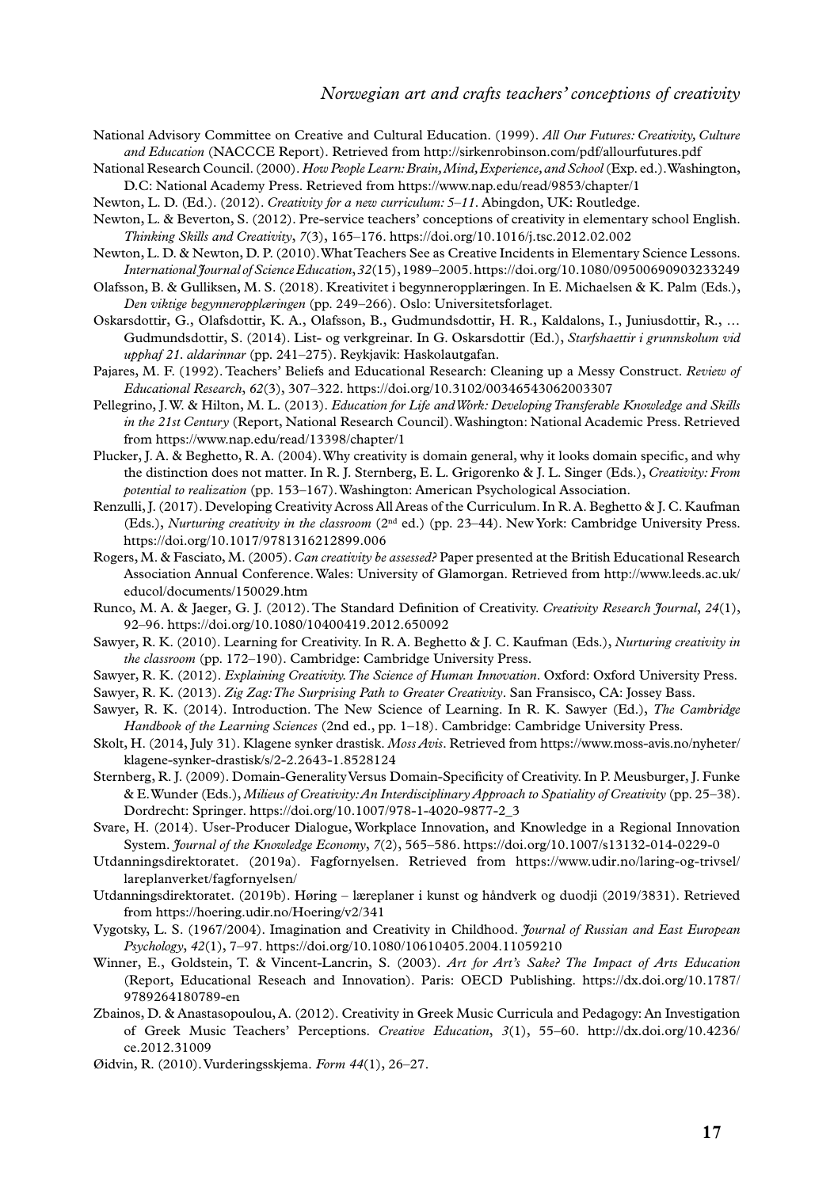National Advisory Committee on Creative and Cultural Education. (1999). *All Our Futures: Creativity, Culture and Education* (NACCCE Report). Retrieved from http://sirkenrobinson.com/pdf/allourfutures.pdf

National Research Council. (2000). *How People Learn: Brain, Mind, Experience, and School* (Exp. ed.). Washington, D.C: National Academy Press. Retrieved from https://www.nap.edu/read/9853/chapter/1

Newton, L. D. (Ed.). (2012). *Creativity for a new curriculum: 5–11*. Abingdon, UK: Routledge.

Newton, L. & Beverton, S. (2012). Pre-service teachers' conceptions of creativity in elementary school English. *Thinking Skills and Creativity*, *7*(3), 165–176. https://doi.org/10.1016/j.tsc.2012.02.002

Newton, L. D. & Newton, D. P. (2010). What Teachers See as Creative Incidents in Elementary Science Lessons. *International Journal of Science Education*, *32*(15), 1989–2005. https://doi.org/10.1080/09500690903233249

Olafsson, B. & Gulliksen, M. S. (2018). Kreativitet i begynneropplæringen. In E. Michaelsen & K. Palm (Eds.), *Den viktige begynneropplæringen* (pp. 249–266). Oslo: Universitetsforlaget.

Oskarsdottir, G., Olafsdottir, K. A., Olafsson, B., Gudmundsdottir, H. R., Kaldalons, I., Juniusdottir, R., … Gudmundsdottir, S. (2014). List- og verkgreinar. In G. Oskarsdottir (Ed.), *Starfshaettir i grunnskolum vid upphaf 21. aldarinnar* (pp. 241–275). Reykjavik: Haskolautgafan.

Pajares, M. F. (1992). Teachers' Beliefs and Educational Research: Cleaning up a Messy Construct. *Review of Educational Research*, *62*(3), 307–322. https://doi.org/10.3102/00346543062003307

Pellegrino, J. W. & Hilton, M. L. (2013). *Education for Life and Work: Developing Transferable Knowledge and Skills in the 21st Century* (Report, National Research Council). Washington: National Academic Press. Retrieved from https://www.nap.edu/read/13398/chapter/1

Plucker, J. A. & Beghetto, R. A. (2004). Why creativity is domain general, why it looks domain specific, and why the distinction does not matter. In R. J. Sternberg, E. L. Grigorenko & J. L. Singer (Eds.), *Creativity: From potential to realization* (pp. 153–167). Washington: American Psychological Association.

Renzulli, J. (2017). Developing Creativity Across All Areas of the Curriculum. In R. A. Beghetto & J. C. Kaufman (Eds.), *Nurturing creativity in the classroom* (2nd ed.) (pp. 23–44). New York: Cambridge University Press. https://doi.org/10.1017/9781316212899.006

Rogers, M. & Fasciato, M. (2005). *Can creativity be assessed?* Paper presented at the British Educational Research Association Annual Conference. Wales: University of Glamorgan. Retrieved from http://www.leeds.ac.uk/educol/documents/150029.htm

Runco, M. A. & Jaeger, G. J. (2012). The Standard Definition of Creativity. *Creativity Research Journal*, *24*(1), 92–96. https://doi.org/10.1080/10400419.2012.650092

Sawyer, R. K. (2010). Learning for Creativity. In R. A. Beghetto & J. C. Kaufman (Eds.), *Nurturing creativity in the classroom* (pp. 172–190). Cambridge: Cambridge University Press.

Sawyer, R. K. (2012). *Explaining Creativity. The Science of Human Innovation*. Oxford: Oxford University Press.

Sawyer, R. K. (2013). *Zig Zag: The Surprising Path to Greater Creativity*. San Fransisco, CA: Jossey Bass.

Sawyer, R. K. (2014). Introduction. The New Science of Learning. In R. K. Sawyer (Ed.), *The Cambridge Handbook of the Learning Sciences* (2nd ed., pp. 1–18). Cambridge: Cambridge University Press.

Skolt, H. (2014, July 31). Klagene synker drastisk. *Moss Avis*. Retrieved from https://www.moss-avis.no/nyheter/klagene-synker-drastisk/s/2-2.2643-1.8528124

Sternberg, R. J. (2009). Domain-Generality Versus Domain-Specificity of Creativity. In P. Meusburger, J. Funke & E. Wunder (Eds.), *Milieus of Creativity: An Interdisciplinary Approach to Spatiality of Creativity* (pp. 25–38). Dordrecht: Springer. https://doi.org/10.1007/978-1-4020-9877-2_3

Svare, H. (2014). User-Producer Dialogue, Workplace Innovation, and Knowledge in a Regional Innovation System. *Journal of the Knowledge Economy*, *7*(2), 565–586. https://doi.org/10.1007/s13132-014-0229-0

Utdanningsdirektoratet. (2019a). Fagfornyelsen. Retrieved from https://www.udir.no/laring-og-trivsel/lareplanverket/fagfornyelsen/

Utdanningsdirektoratet. (2019b). Høring – læreplaner i kunst og håndverk og duodji (2019/3831). Retrieved from https://hoering.udir.no/Hoering/v2/341

Vygotsky, L. S. (1967/2004). Imagination and Creativity in Childhood. *Journal of Russian and East European Psychology*, *42*(1), 7–97. https://doi.org/10.1080/10610405.2004.11059210

Winner, E., Goldstein, T. & Vincent-Lancrin, S. (2003). *Art for Art's Sake? The Impact of Arts Education* (Report, Educational Reseach and Innovation). Paris: OECD Publishing. https://dx.doi.org/10.1787/9789264180789-en

Zbainos, D. & Anastasopoulou, A. (2012). Creativity in Greek Music Curricula and Pedagogy: An Investigation of Greek Music Teachers' Perceptions. *Creative Education*, *3*(1), 55–60. http://dx.doi.org/10.4236/ce.2012.31009

Øidvin, R. (2010). Vurderingsskjema. *Form 44*(1), 26–27.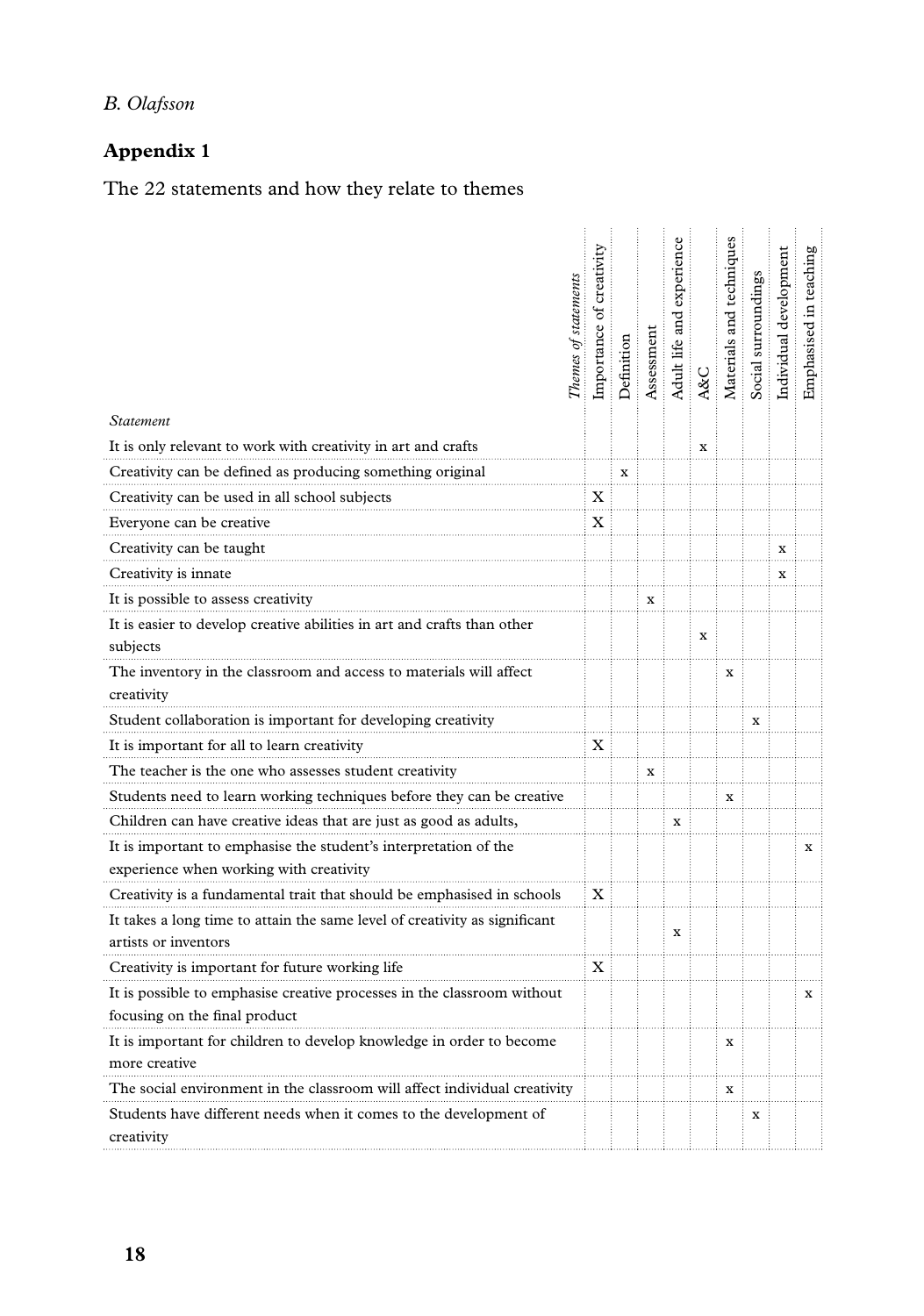## Appendix 1

The 22 statements and how they relate to themes

| *Statement* | Importance of creativity | Definition | Assessment | Adult life and experience | A&C | Materials and techniques | Social surroundings | Individual development | Emphasised in teaching |
|---|---|---|---|---|---|---|---|---|---|
| It is only relevant to work with creativity in art and crafts | | | | | x | | | | |
| Creativity can be defined as producing something original | | x | | | | | | | |
| Creativity can be used in all school subjects | X | | | | | | | | |
| Everyone can be creative | X | | | | | | | | |
| Creativity can be taught | | | | | | | | x | |
| Creativity is innate | | | | | | | | x | |
| It is possible to assess creativity | | | x | | | | | | |
| It is easier to develop creative abilities in art and crafts than other subjects | | | | | x | | | | |
| The inventory in the classroom and access to materials will affect creativity | | | | | | x | | | |
| Student collaboration is important for developing creativity | | | | | | | x | | |
| It is important for all to learn creativity | X | | | | | | | | |
| The teacher is the one who assesses student creativity | | | x | | | | | | |
| Students need to learn working techniques before they can be creative | | | | | | x | | | |
| Children can have creative ideas that are just as good as adults, | | | | x | | | | | |
| It is important to emphasise the student's interpretation of the experience when working with creativity | | | | | | | | | x |
| Creativity is a fundamental trait that should be emphasised in schools | X | | | | | | | | |
| It takes a long time to attain the same level of creativity as significant artists or inventors | | | | x | | | | | |
| Creativity is important for future working life | X | | | | | | | | |
| It is possible to emphasise creative processes in the classroom without focusing on the final product | | | | | | | | | x |
| It is important for children to develop knowledge in order to become more creative | | | | | | x | | | |
| The social environment in the classroom will affect individual creativity | | | | | | x | | | |
| Students have different needs when it comes to the development of creativity | | | | | | | x | | |

*Themes of statements* (column headings)